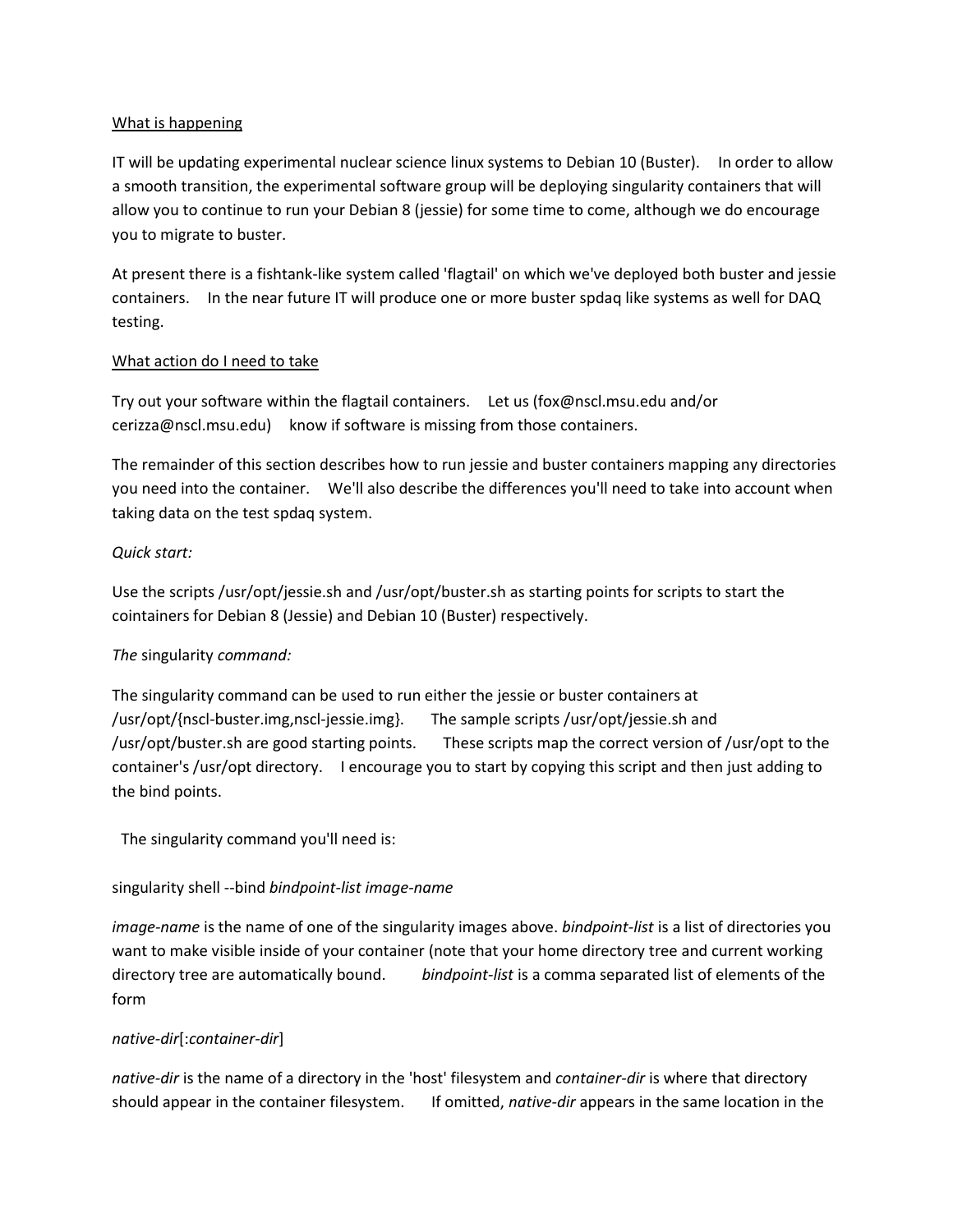<u>What is happening</u>

IT will be updating experimental nuclear science linux systems to Debian 10 (Buster). In order to allow a smooth transition, the experimental software group will be deploying singularity containers that will allow you to continue to run your Debian 8 (jessie) for some time to come, although we do encourage you to migrate to buster.

At present there is a fishtank-like system called 'flagtail' on which we've deployed both buster and jessie containers. In the near future IT will produce one or more buster spdaq like systems as well for DAQ testing.

<u>What action do I need to take</u>

Try out your software within the flagtail containers. Let us (fox@nscl.msu.edu and/or cerizza@nscl.msu.edu) know if software is missing from those containers.

The remainder of this section describes how to run jessie and buster containers mapping any directories you need into the container. We'll also describe the differences you'll need to take into account when taking data on the test spdaq system.

*Quick start:*

Use the scripts /usr/opt/jessie.sh and /usr/opt/buster.sh as starting points for scripts to start the cointainers for Debian 8 (Jessie) and Debian 10 (Buster) respectively.

*The* singularity *command:*

The singularity command can be used to run either the jessie or buster containers at /usr/opt/{nscl-buster.img,nscl-jessie.img}. The sample scripts /usr/opt/jessie.sh and /usr/opt/buster.sh are good starting points. These scripts map the correct version of /usr/opt to the container's /usr/opt directory. I encourage you to start by copying this script and then just adding to the bind points.

The singularity command you'll need is:

singularity shell --bind *bindpoint-list image-name*

*image-name* is the name of one of the singularity images above. *bindpoint-list* is a list of directories you want to make visible inside of your container (note that your home directory tree and current working directory tree are automatically bound. *bindpoint-list* is a comma separated list of elements of the form

*native-dir*[:*container-dir*]

*native-dir* is the name of a directory in the 'host' filesystem and *container-dir* is where that directory should appear in the container filesystem. If omitted, *native-dir* appears in the same location in the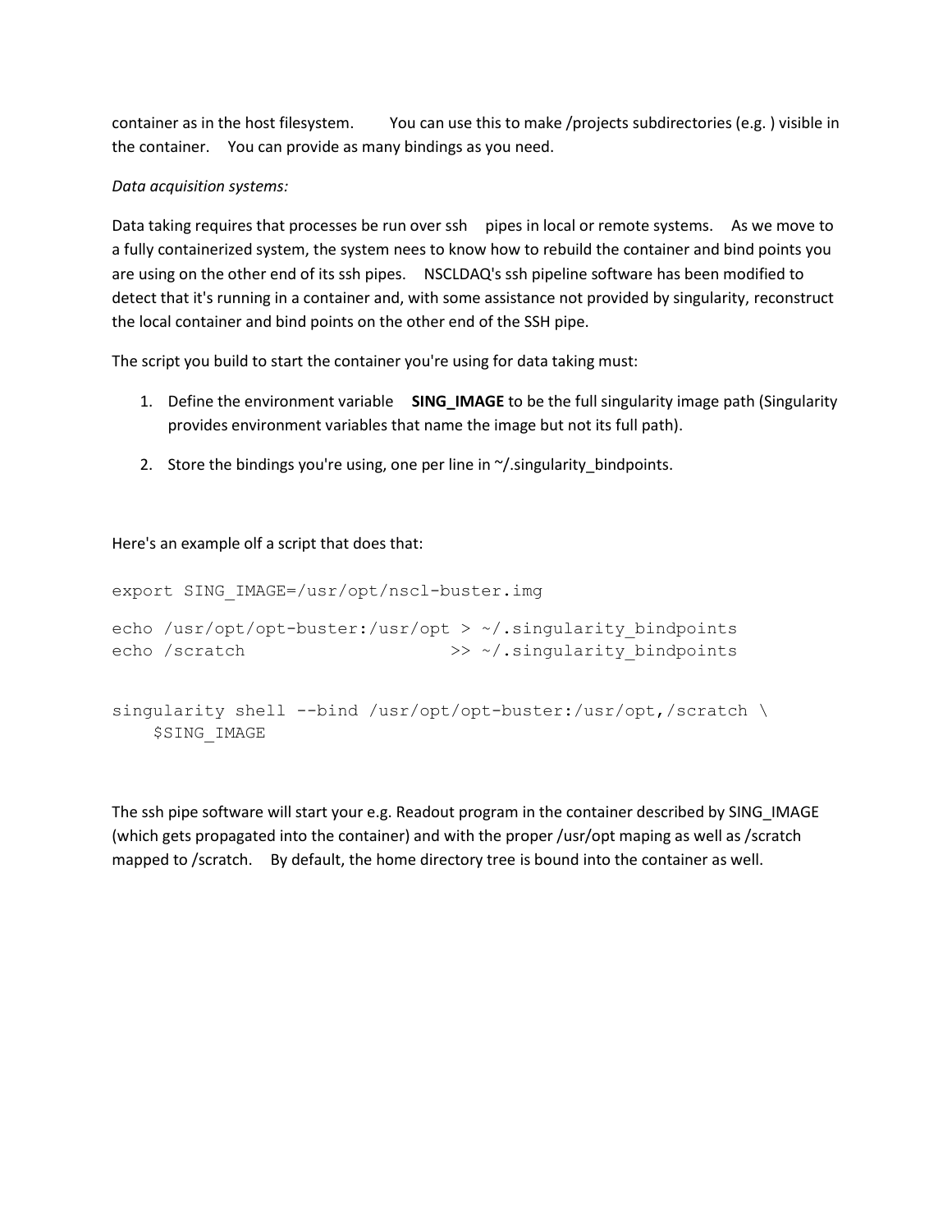container as in the host filesystem. You can use this to make /projects subdirectories (e.g. ) visible in the container. You can provide as many bindings as you need.

*Data acquisition systems:*

Data taking requires that processes be run over ssh pipes in local or remote systems. As we move to a fully containerized system, the system nees to know how to rebuild the container and bind points you are using on the other end of its ssh pipes. NSCLDAQ's ssh pipeline software has been modified to detect that it's running in a container and, with some assistance not provided by singularity, reconstruct the local container and bind points on the other end of the SSH pipe.

The script you build to start the container you're using for data taking must:

1. Define the environment variable **SING_IMAGE** to be the full singularity image path (Singularity provides environment variables that name the image but not its full path).
2. Store the bindings you're using, one per line in ~/.singularity_bindpoints.

Here's an example olf a script that does that:

```
export SING_IMAGE=/usr/opt/nscl-buster.img

echo /usr/opt/opt-buster:/usr/opt > ~/.singularity_bindpoints
echo /scratch                     >> ~/.singularity_bindpoints


singularity shell --bind /usr/opt/opt-buster:/usr/opt,/scratch \
    $SING_IMAGE
```

The ssh pipe software will start your e.g. Readout program in the container described by SING_IMAGE (which gets propagated into the container) and with the proper /usr/opt maping as well as /scratch mapped to /scratch. By default, the home directory tree is bound into the container as well.